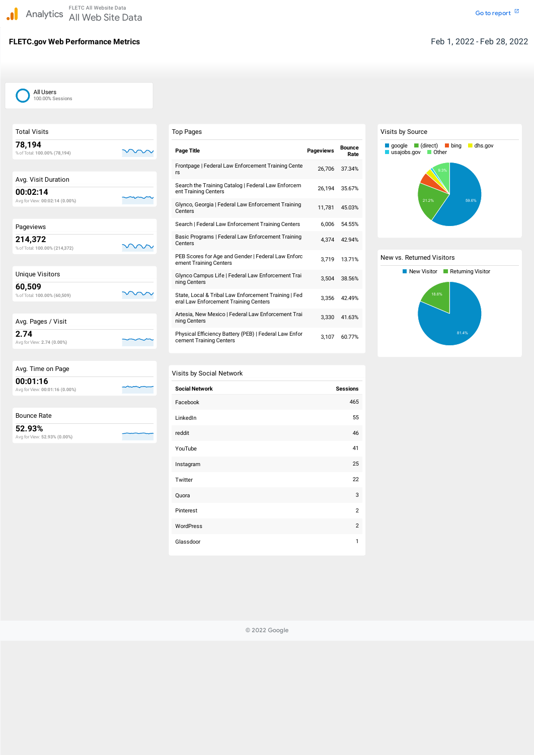Analytics

FLETC All Website Data

All Web Site Data

Go to report

# FLETC.gov Web Performance Metrics

Feb 1, 2022 - Feb 28, 2022

All Users
100.00% Sessions

## Total Visits

**78,194**

% of Total: 100.00% (78,194)

## Avg. Visit Duration

**00:02:14**

Avg for View: 00:02:14 (0.00%)

## Pageviews

**214,372**

% of Total: 100.00% (214,372)

## Unique Visitors

**60,509**

% of Total: 100.00% (60,509)

## Avg. Pages / Visit

**2.74**

Avg for View: 2.74 (0.00%)

## Avg. Time on Page

**00:01:16**

Avg for View: 00:01:16 (0.00%)

## Bounce Rate

**52.93%**

Avg for View: 52.93% (0.00%)

## Top Pages

| Page Title | Pageviews | Bounce Rate |
|---|---|---|
| Frontpage \| Federal Law Enforcement Training Centers | 26,706 | 37.34% |
| Search the Training Catalog \| Federal Law Enforcement Training Centers | 26,194 | 35.67% |
| Glynco, Georgia \| Federal Law Enforcement Training Centers | 11,781 | 45.03% |
| Search \| Federal Law Enforcement Training Centers | 6,006 | 54.55% |
| Basic Programs \| Federal Law Enforcement Training Centers | 4,374 | 42.94% |
| PEB Scores for Age and Gender \| Federal Law Enforcement Training Centers | 3,719 | 13.71% |
| Glynco Campus Life \| Federal Law Enforcement Training Centers | 3,504 | 38.56% |
| State, Local & Tribal Law Enforcement Training \| Federal Law Enforcement Training Centers | 3,356 | 42.49% |
| Artesia, New Mexico \| Federal Law Enforcement Training Centers | 3,330 | 41.63% |
| Physical Efficiency Battery (PEB) \| Federal Law Enforcement Training Centers | 3,107 | 60.77% |

## Visits by Social Network

| Social Network | Sessions |
|---|---|
| Facebook | 465 |
| LinkedIn | 55 |
| reddit | 46 |
| YouTube | 41 |
| Instagram | 25 |
| Twitter | 22 |
| Quora | 3 |
| Pinterest | 2 |
| WordPress | 2 |
| Glassdoor | 1 |

## Visits by Source

google, (direct), bing, dhs.gov, usajobs.gov, Other

59.6%, 21.2%, 9.3%

## New vs. Returned Visitors

New Visitor, Returning Visitor

81.4%, 18.6%

© 2022 Google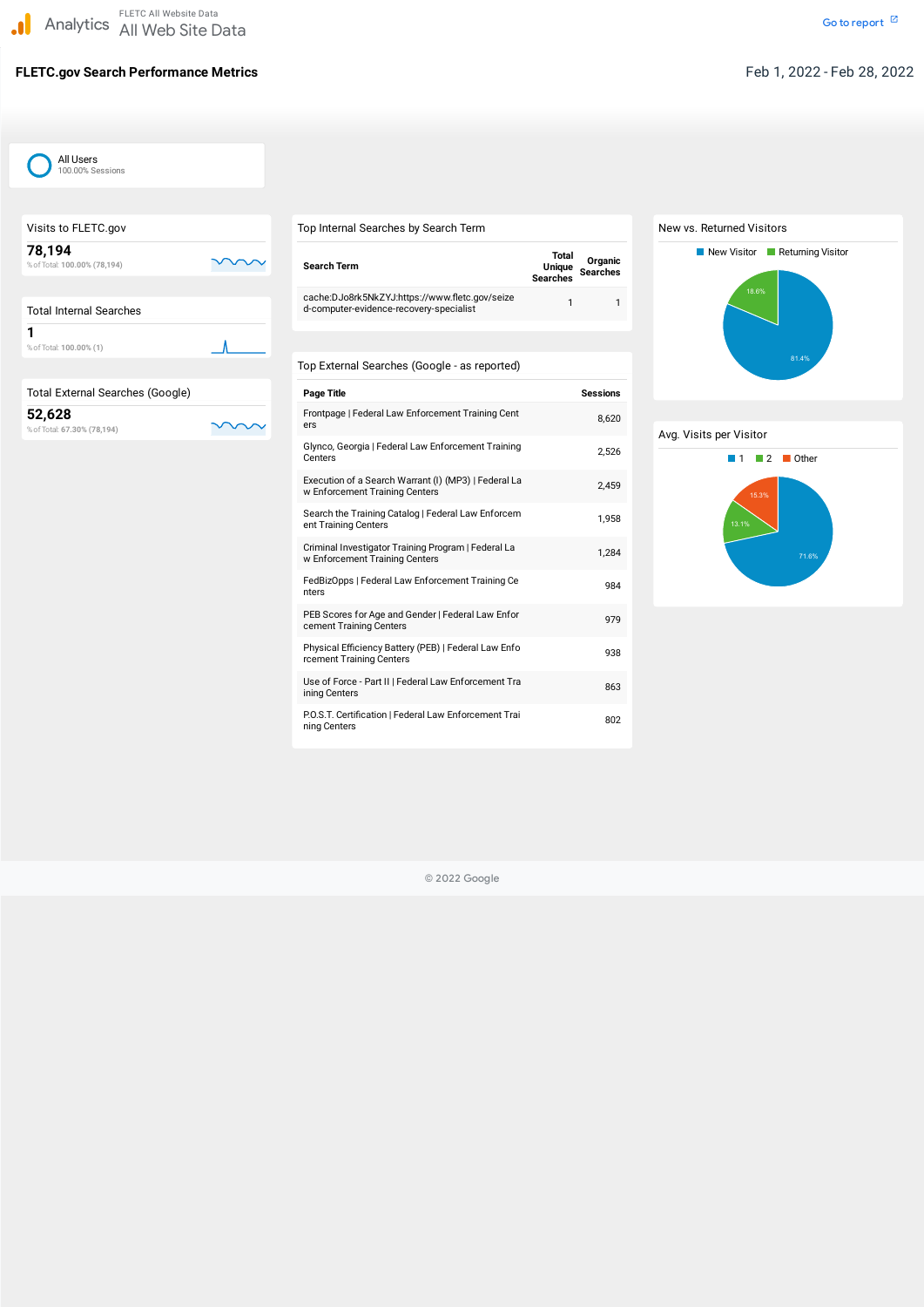Analytics

FLETC All Website Data

All Web Site Data

Go to report

## FLETC.gov Search Performance Metrics

Feb 1, 2022 - Feb 28, 2022

All Users
100.00% Sessions

### Visits to FLETC.gov

**78,194**

% of Total: 100.00% (78,194)

### Total Internal Searches

**1**

% of Total: 100.00% (1)

### Total External Searches (Google)

**52,628**

% of Total: 67.30% (78,194)

### Top Internal Searches by Search Term

| Search Term | Total Unique Searches | Organic Searches |
|---|---|---|
| cache:DJo8rk5NkZYJ:https://www.fletc.gov/seized-computer-evidence-recovery-specialist | 1 | 1 |

### Top External Searches (Google - as reported)

| Page Title | Sessions |
|---|---|
| Frontpage \| Federal Law Enforcement Training Centers | 8,620 |
| Glynco, Georgia \| Federal Law Enforcement Training Centers | 2,526 |
| Execution of a Search Warrant (I) (MP3) \| Federal Law Enforcement Training Centers | 2,459 |
| Search the Training Catalog \| Federal Law Enforcement Training Centers | 1,958 |
| Criminal Investigator Training Program \| Federal Law Enforcement Training Centers | 1,284 |
| FedBizOpps \| Federal Law Enforcement Training Centers | 984 |
| PEB Scores for Age and Gender \| Federal Law Enforcement Training Centers | 979 |
| Physical Efficiency Battery (PEB) \| Federal Law Enforcement Training Centers | 938 |
| Use of Force - Part II \| Federal Law Enforcement Training Centers | 863 |
| P.O.S.T. Certification \| Federal Law Enforcement Training Centers | 802 |

### New vs. Returned Visitors

New Visitor
Returning Visitor
18.6%
81.4%

### Avg. Visits per Visitor

1
2
Other
15.3%
13.1%
71.6%

© 2022 Google